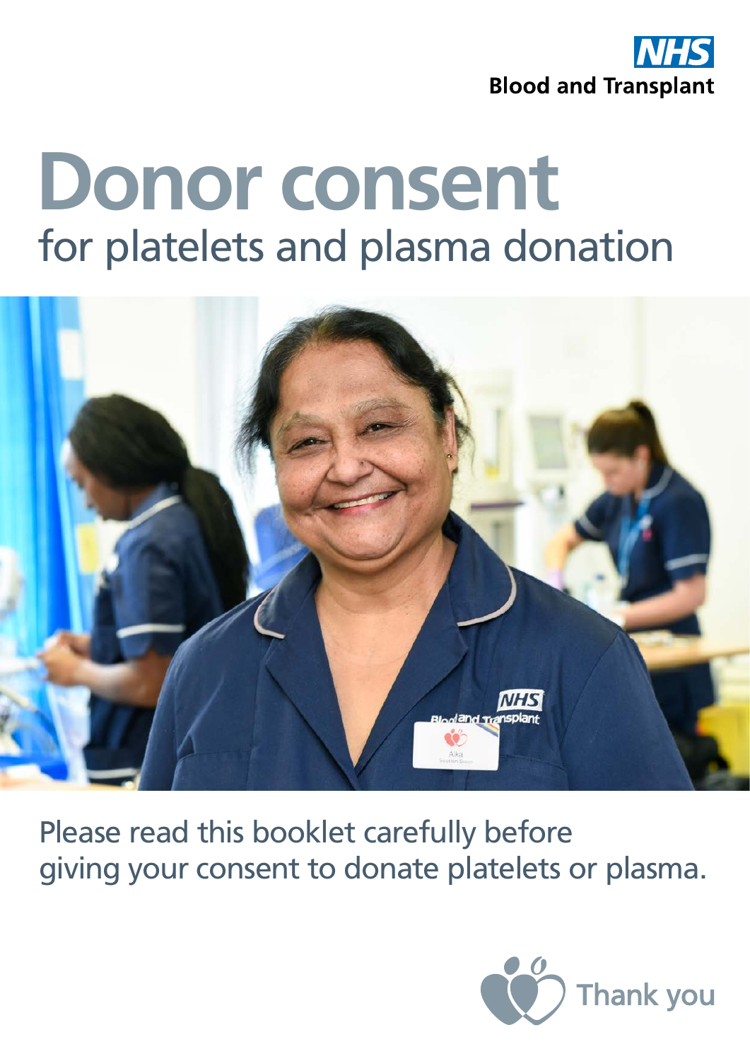NHS Blood and Transplant

# Donor consent

## for platelets and plasma donation

Please read this booklet carefully before giving your consent to donate platelets or plasma.

Thank you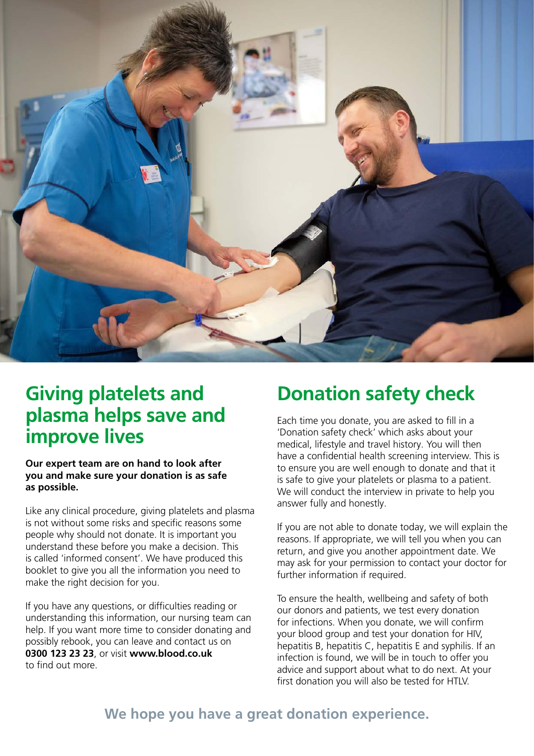## Giving platelets and plasma helps save and improve lives

**Our expert team are on hand to look after you and make sure your donation is as safe as possible.**

Like any clinical procedure, giving platelets and plasma is not without some risks and specific reasons some people why should not donate. It is important you understand these before you make a decision. This is called 'informed consent'. We have produced this booklet to give you all the information you need to make the right decision for you.

If you have any questions, or difficulties reading or understanding this information, our nursing team can help. If you want more time to consider donating and possibly rebook, you can leave and contact us on **0300 123 23 23**, or visit **www.blood.co.uk** to find out more.

## Donation safety check

Each time you donate, you are asked to fill in a 'Donation safety check' which asks about your medical, lifestyle and travel history. You will then have a confidential health screening interview. This is to ensure you are well enough to donate and that it is safe to give your platelets or plasma to a patient. We will conduct the interview in private to help you answer fully and honestly.

If you are not able to donate today, we will explain the reasons. If appropriate, we will tell you when you can return, and give you another appointment date. We may ask for your permission to contact your doctor for further information if required.

To ensure the health, wellbeing and safety of both our donors and patients, we test every donation for infections. When you donate, we will confirm your blood group and test your donation for HIV, hepatitis B, hepatitis C, hepatitis E and syphilis. If an infection is found, we will be in touch to offer you advice and support about what to do next. At your first donation you will also be tested for HTLV.

**We hope you have a great donation experience.**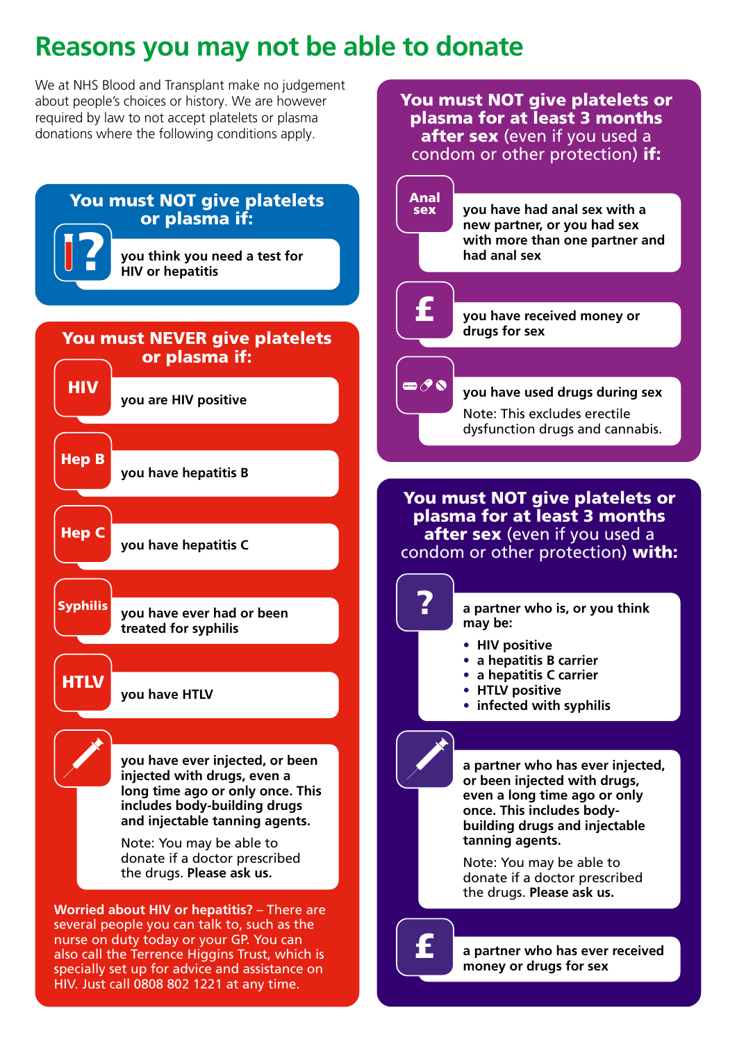# Reasons you may not be able to donate

We at NHS Blood and Transplant make no judgement about people's choices or history. We are however required by law to not accept platelets or plasma donations where the following conditions apply.

## You must NOT give platelets or plasma if:

- **you think you need a test for HIV or hepatitis**

## You must NEVER give platelets or plasma if:

- **HIV** – **you are HIV positive**
- **Hep B** – **you have hepatitis B**
- **Hep C** – **you have hepatitis C**
- **Syphilis** – **you have ever had or been treated for syphilis**
- **HTLV** – **you have HTLV**
- **you have ever injected, or been injected with drugs, even a long time ago or only once. This includes body-building drugs and injectable tanning agents.**

  Note: You may be able to donate if a doctor prescribed the drugs. **Please ask us.**

**Worried about HIV or hepatitis?** – There are several people you can talk to, such as the nurse on duty today or your GP. You can also call the Terrence Higgins Trust, which is specially set up for advice and assistance on HIV. Just call 0808 802 1221 at any time.

## You must NOT give platelets or plasma for at least 3 months after sex (even if you used a condom or other protection) if:

- **Anal sex** – **you have had anal sex with a new partner, or you had sex with more than one partner and had anal sex**
- **£** – **you have received money or drugs for sex**
- **you have used drugs during sex**

  Note: This excludes erectile dysfunction drugs and cannabis.

## You must NOT give platelets or plasma for at least 3 months after sex (even if you used a condom or other protection) with:

- **a partner who is, or you think may be:**
  - **HIV positive**
  - **a hepatitis B carrier**
  - **a hepatitis C carrier**
  - **HTLV positive**
  - **infected with syphilis**
- **a partner who has ever injected, or been injected with drugs, even a long time ago or only once. This includes body-building drugs and injectable tanning agents.**

  Note: You may be able to donate if a doctor prescribed the drugs. **Please ask us.**
- **£** – **a partner who has ever received money or drugs for sex**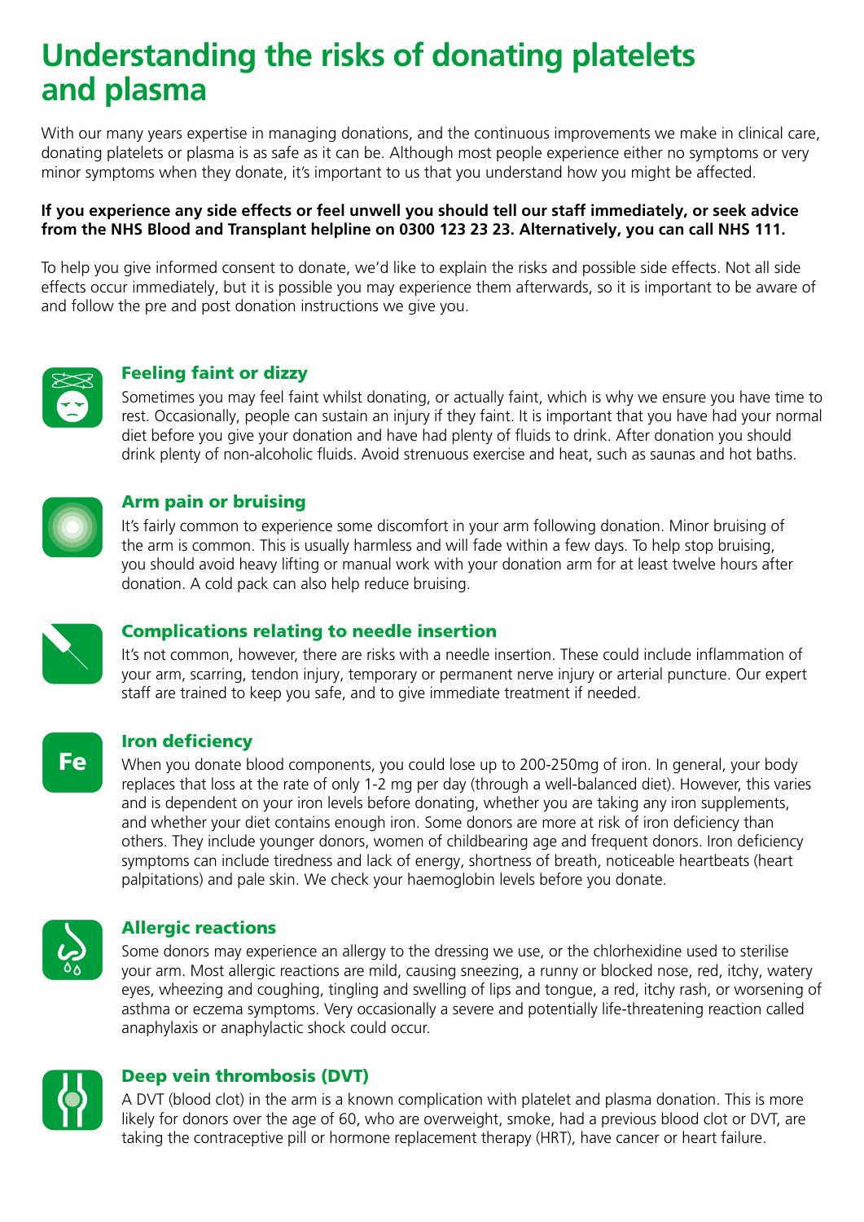# Understanding the risks of donating platelets and plasma

With our many years expertise in managing donations, and the continuous improvements we make in clinical care, donating platelets or plasma is as safe as it can be. Although most people experience either no symptoms or very minor symptoms when they donate, it's important to us that you understand how you might be affected.

**If you experience any side effects or feel unwell you should tell our staff immediately, or seek advice from the NHS Blood and Transplant helpline on 0300 123 23 23. Alternatively, you can call NHS 111.**

To help you give informed consent to donate, we'd like to explain the risks and possible side effects. Not all side effects occur immediately, but it is possible you may experience them afterwards, so it is important to be aware of and follow the pre and post donation instructions we give you.

## Feeling faint or dizzy

Sometimes you may feel faint whilst donating, or actually faint, which is why we ensure you have time to rest. Occasionally, people can sustain an injury if they faint. It is important that you have had your normal diet before you give your donation and have had plenty of fluids to drink. After donation you should drink plenty of non-alcoholic fluids. Avoid strenuous exercise and heat, such as saunas and hot baths.

## Arm pain or bruising

It's fairly common to experience some discomfort in your arm following donation. Minor bruising of the arm is common. This is usually harmless and will fade within a few days. To help stop bruising, you should avoid heavy lifting or manual work with your donation arm for at least twelve hours after donation. A cold pack can also help reduce bruising.

## Complications relating to needle insertion

It's not common, however, there are risks with a needle insertion. These could include inflammation of your arm, scarring, tendon injury, temporary or permanent nerve injury or arterial puncture. Our expert staff are trained to keep you safe, and to give immediate treatment if needed.

## Iron deficiency

When you donate blood components, you could lose up to 200-250mg of iron. In general, your body replaces that loss at the rate of only 1-2 mg per day (through a well-balanced diet). However, this varies and is dependent on your iron levels before donating, whether you are taking any iron supplements, and whether your diet contains enough iron. Some donors are more at risk of iron deficiency than others. They include younger donors, women of childbearing age and frequent donors. Iron deficiency symptoms can include tiredness and lack of energy, shortness of breath, noticeable heartbeats (heart palpitations) and pale skin. We check your haemoglobin levels before you donate.

## Allergic reactions

Some donors may experience an allergy to the dressing we use, or the chlorhexidine used to sterilise your arm. Most allergic reactions are mild, causing sneezing, a runny or blocked nose, red, itchy, watery eyes, wheezing and coughing, tingling and swelling of lips and tongue, a red, itchy rash, or worsening of asthma or eczema symptoms. Very occasionally a severe and potentially life-threatening reaction called anaphylaxis or anaphylactic shock could occur.

## Deep vein thrombosis (DVT)

A DVT (blood clot) in the arm is a known complication with platelet and plasma donation. This is more likely for donors over the age of 60, who are overweight, smoke, had a previous blood clot or DVT, are taking the contraceptive pill or hormone replacement therapy (HRT), have cancer or heart failure.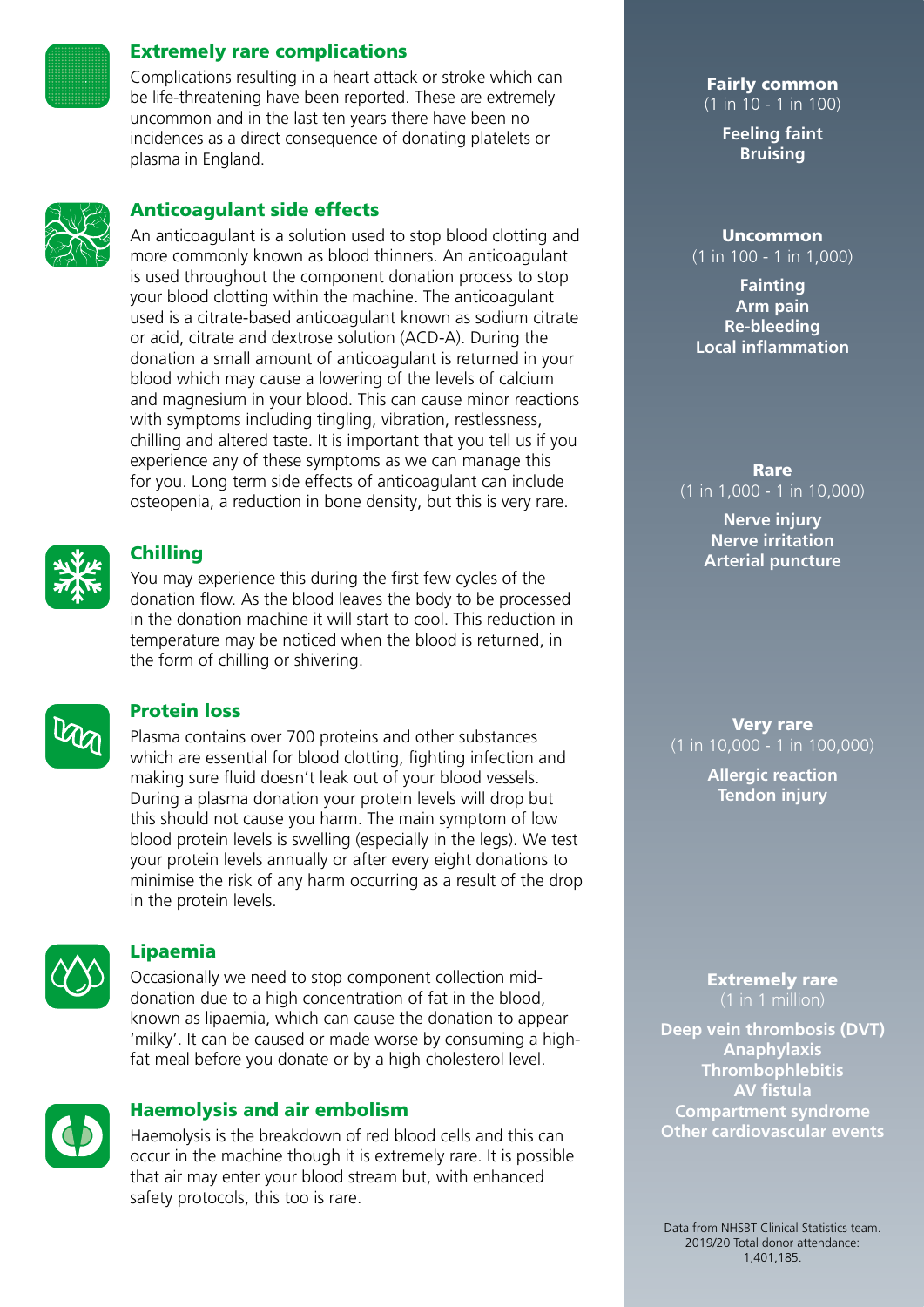### Extremely rare complications

Complications resulting in a heart attack or stroke which can be life-threatening have been reported. These are extremely uncommon and in the last ten years there have been no incidences as a direct consequence of donating platelets or plasma in England.

### Anticoagulant side effects

An anticoagulant is a solution used to stop blood clotting and more commonly known as blood thinners. An anticoagulant is used throughout the component donation process to stop your blood clotting within the machine. The anticoagulant used is a citrate-based anticoagulant known as sodium citrate or acid, citrate and dextrose solution (ACD-A). During the donation a small amount of anticoagulant is returned in your blood which may cause a lowering of the levels of calcium and magnesium in your blood. This can cause minor reactions with symptoms including tingling, vibration, restlessness, chilling and altered taste. It is important that you tell us if you experience any of these symptoms as we can manage this for you. Long term side effects of anticoagulant can include osteopenia, a reduction in bone density, but this is very rare.

### Chilling

You may experience this during the first few cycles of the donation flow. As the blood leaves the body to be processed in the donation machine it will start to cool. This reduction in temperature may be noticed when the blood is returned, in the form of chilling or shivering.

### Protein loss

Plasma contains over 700 proteins and other substances which are essential for blood clotting, fighting infection and making sure fluid doesn't leak out of your blood vessels. During a plasma donation your protein levels will drop but this should not cause you harm. The main symptom of low blood protein levels is swelling (especially in the legs). We test your protein levels annually or after every eight donations to minimise the risk of any harm occurring as a result of the drop in the protein levels.

### Lipaemia

Occasionally we need to stop component collection mid-donation due to a high concentration of fat in the blood, known as lipaemia, which can cause the donation to appear 'milky'. It can be caused or made worse by consuming a high-fat meal before you donate or by a high cholesterol level.

### Haemolysis and air embolism

Haemolysis is the breakdown of red blood cells and this can occur in the machine though it is extremely rare. It is possible that air may enter your blood stream but, with enhanced safety protocols, this too is rare.

**Fairly common**
(1 in 10 - 1 in 100)

**Feeling faint**
**Bruising**

**Uncommon**
(1 in 100 - 1 in 1,000)

**Fainting**
**Arm pain**
**Re-bleeding**
**Local inflammation**

**Rare**
(1 in 1,000 - 1 in 10,000)

**Nerve injury**
**Nerve irritation**
**Arterial puncture**

**Very rare**
(1 in 10,000 - 1 in 100,000)

**Allergic reaction**
**Tendon injury**

**Extremely rare**
(1 in 1 million)

**Deep vein thrombosis (DVT)**
**Anaphylaxis**
**Thrombophlebitis**
**AV fistula**
**Compartment syndrome**
**Other cardiovascular events**

Data from NHSBT Clinical Statistics team. 2019/20 Total donor attendance: 1,401,185.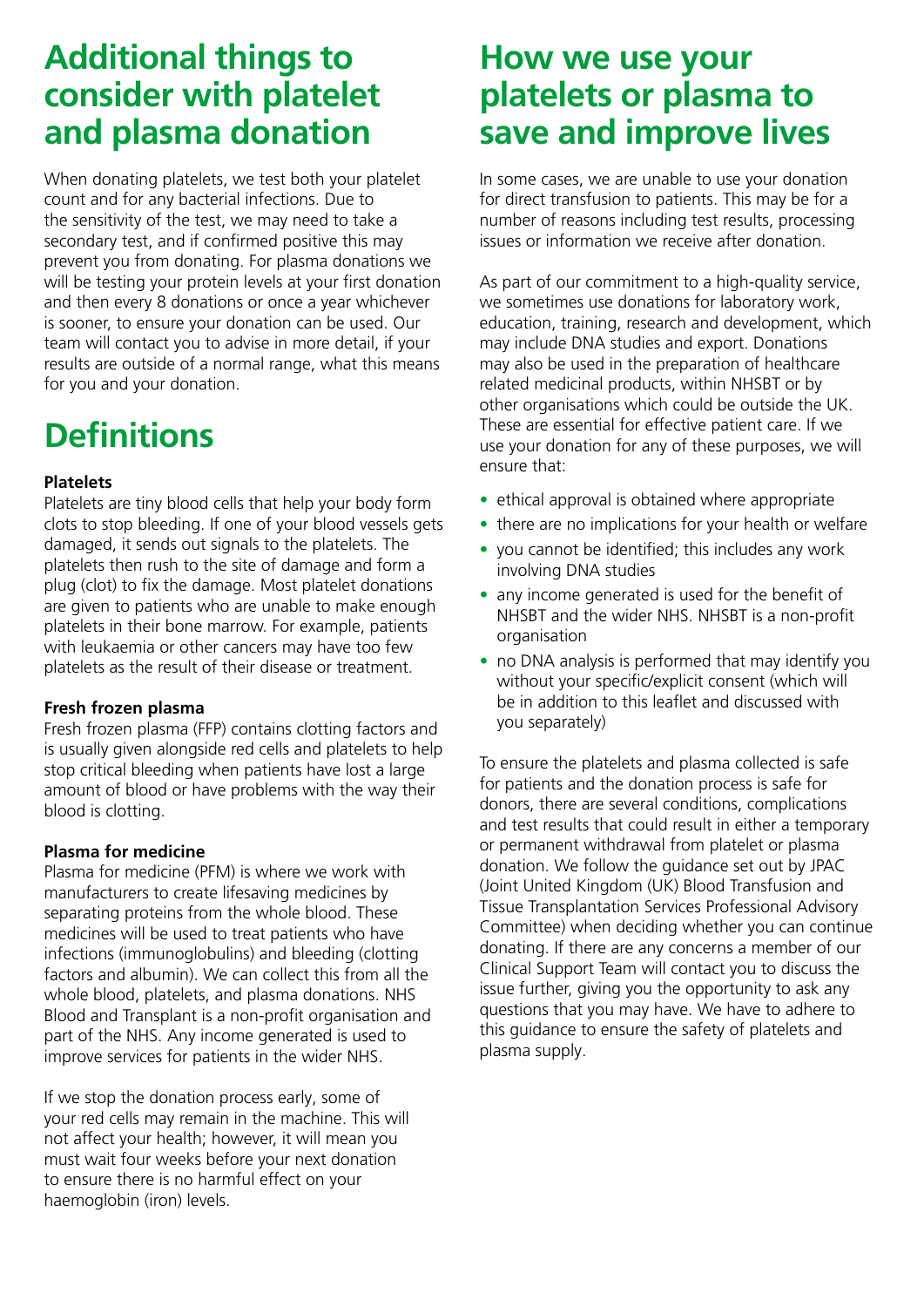# Additional things to consider with platelet and plasma donation

When donating platelets, we test both your platelet count and for any bacterial infections. Due to the sensitivity of the test, we may need to take a secondary test, and if confirmed positive this may prevent you from donating. For plasma donations we will be testing your protein levels at your first donation and then every 8 donations or once a year whichever is sooner, to ensure your donation can be used. Our team will contact you to advise in more detail, if your results are outside of a normal range, what this means for you and your donation.

# Definitions

**Platelets**
Platelets are tiny blood cells that help your body form clots to stop bleeding. If one of your blood vessels gets damaged, it sends out signals to the platelets. The platelets then rush to the site of damage and form a plug (clot) to fix the damage. Most platelet donations are given to patients who are unable to make enough platelets in their bone marrow. For example, patients with leukaemia or other cancers may have too few platelets as the result of their disease or treatment.

**Fresh frozen plasma**
Fresh frozen plasma (FFP) contains clotting factors and is usually given alongside red cells and platelets to help stop critical bleeding when patients have lost a large amount of blood or have problems with the way their blood is clotting.

**Plasma for medicine**
Plasma for medicine (PFM) is where we work with manufacturers to create lifesaving medicines by separating proteins from the whole blood. These medicines will be used to treat patients who have infections (immunoglobulins) and bleeding (clotting factors and albumin). We can collect this from all the whole blood, platelets, and plasma donations. NHS Blood and Transplant is a non-profit organisation and part of the NHS. Any income generated is used to improve services for patients in the wider NHS.

If we stop the donation process early, some of your red cells may remain in the machine. This will not affect your health; however, it will mean you must wait four weeks before your next donation to ensure there is no harmful effect on your haemoglobin (iron) levels.

# How we use your platelets or plasma to save and improve lives

In some cases, we are unable to use your donation for direct transfusion to patients. This may be for a number of reasons including test results, processing issues or information we receive after donation.

As part of our commitment to a high-quality service, we sometimes use donations for laboratory work, education, training, research and development, which may include DNA studies and export. Donations may also be used in the preparation of healthcare related medicinal products, within NHSBT or by other organisations which could be outside the UK. These are essential for effective patient care. If we use your donation for any of these purposes, we will ensure that:

- ethical approval is obtained where appropriate
- there are no implications for your health or welfare
- you cannot be identified; this includes any work involving DNA studies
- any income generated is used for the benefit of NHSBT and the wider NHS. NHSBT is a non-profit organisation
- no DNA analysis is performed that may identify you without your specific/explicit consent (which will be in addition to this leaflet and discussed with you separately)

To ensure the platelets and plasma collected is safe for patients and the donation process is safe for donors, there are several conditions, complications and test results that could result in either a temporary or permanent withdrawal from platelet or plasma donation. We follow the guidance set out by JPAC (Joint United Kingdom (UK) Blood Transfusion and Tissue Transplantation Services Professional Advisory Committee) when deciding whether you can continue donating. If there are any concerns a member of our Clinical Support Team will contact you to discuss the issue further, giving you the opportunity to ask any questions that you may have. We have to adhere to this guidance to ensure the safety of platelets and plasma supply.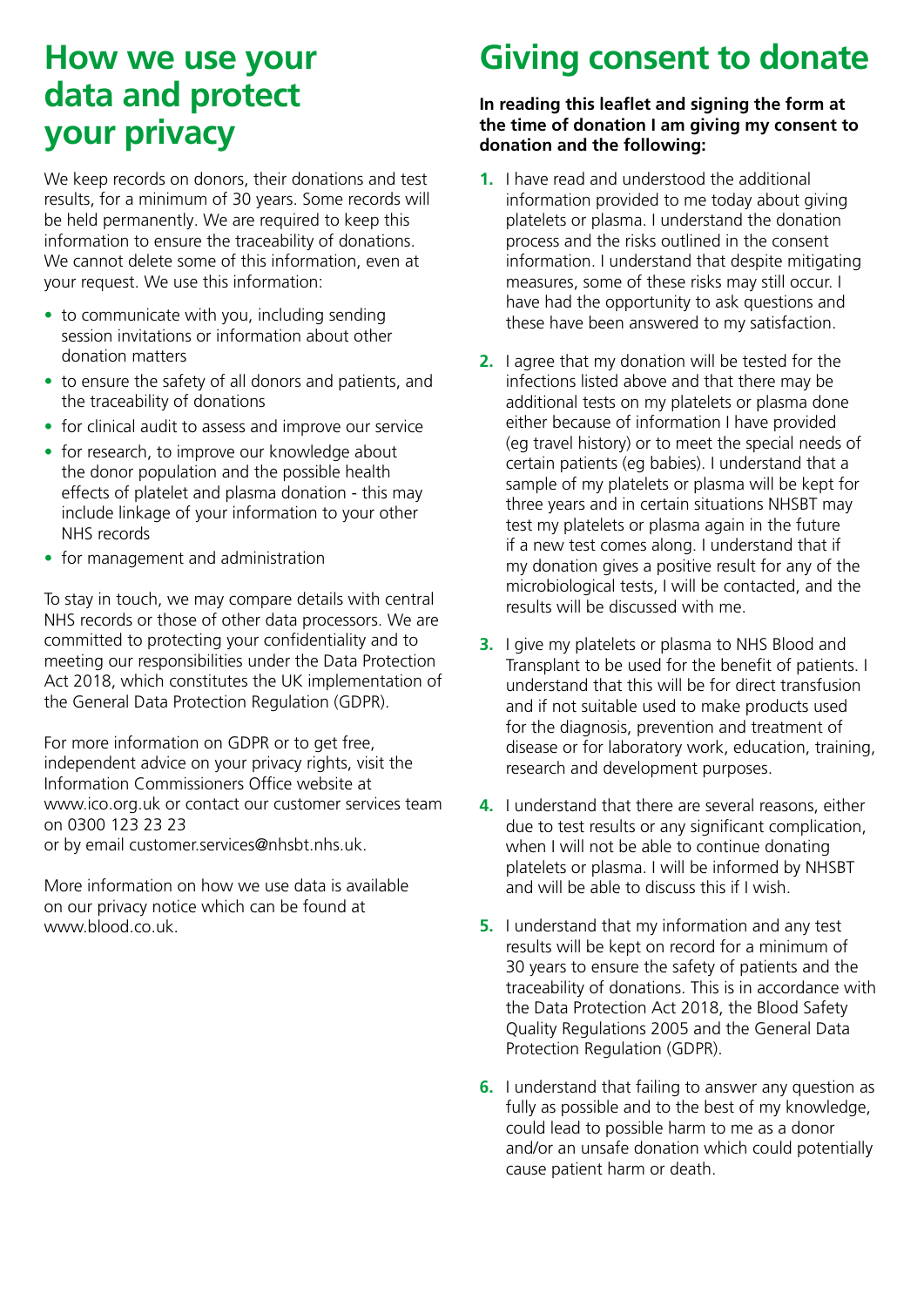# How we use your data and protect your privacy

We keep records on donors, their donations and test results, for a minimum of 30 years. Some records will be held permanently. We are required to keep this information to ensure the traceability of donations. We cannot delete some of this information, even at your request. We use this information:

- to communicate with you, including sending session invitations or information about other donation matters
- to ensure the safety of all donors and patients, and the traceability of donations
- for clinical audit to assess and improve our service
- for research, to improve our knowledge about the donor population and the possible health effects of platelet and plasma donation - this may include linkage of your information to your other NHS records
- for management and administration

To stay in touch, we may compare details with central NHS records or those of other data processors. We are committed to protecting your confidentiality and to meeting our responsibilities under the Data Protection Act 2018, which constitutes the UK implementation of the General Data Protection Regulation (GDPR).

For more information on GDPR or to get free, independent advice on your privacy rights, visit the Information Commissioners Office website at www.ico.org.uk or contact our customer services team on 0300 123 23 23
or by email customer.services@nhsbt.nhs.uk.

More information on how we use data is available on our privacy notice which can be found at www.blood.co.uk.

# Giving consent to donate

**In reading this leaflet and signing the form at the time of donation I am giving my consent to donation and the following:**

1. I have read and understood the additional information provided to me today about giving platelets or plasma. I understand the donation process and the risks outlined in the consent information. I understand that despite mitigating measures, some of these risks may still occur. I have had the opportunity to ask questions and these have been answered to my satisfaction.
2. I agree that my donation will be tested for the infections listed above and that there may be additional tests on my platelets or plasma done either because of information I have provided (eg travel history) or to meet the special needs of certain patients (eg babies). I understand that a sample of my platelets or plasma will be kept for three years and in certain situations NHSBT may test my platelets or plasma again in the future if a new test comes along. I understand that if my donation gives a positive result for any of the microbiological tests, I will be contacted, and the results will be discussed with me.
3. I give my platelets or plasma to NHS Blood and Transplant to be used for the benefit of patients. I understand that this will be for direct transfusion and if not suitable used to make products used for the diagnosis, prevention and treatment of disease or for laboratory work, education, training, research and development purposes.
4. I understand that there are several reasons, either due to test results or any significant complication, when I will not be able to continue donating platelets or plasma. I will be informed by NHSBT and will be able to discuss this if I wish.
5. I understand that my information and any test results will be kept on record for a minimum of 30 years to ensure the safety of patients and the traceability of donations. This is in accordance with the Data Protection Act 2018, the Blood Safety Quality Regulations 2005 and the General Data Protection Regulation (GDPR).
6. I understand that failing to answer any question as fully as possible and to the best of my knowledge, could lead to possible harm to me as a donor and/or an unsafe donation which could potentially cause patient harm or death.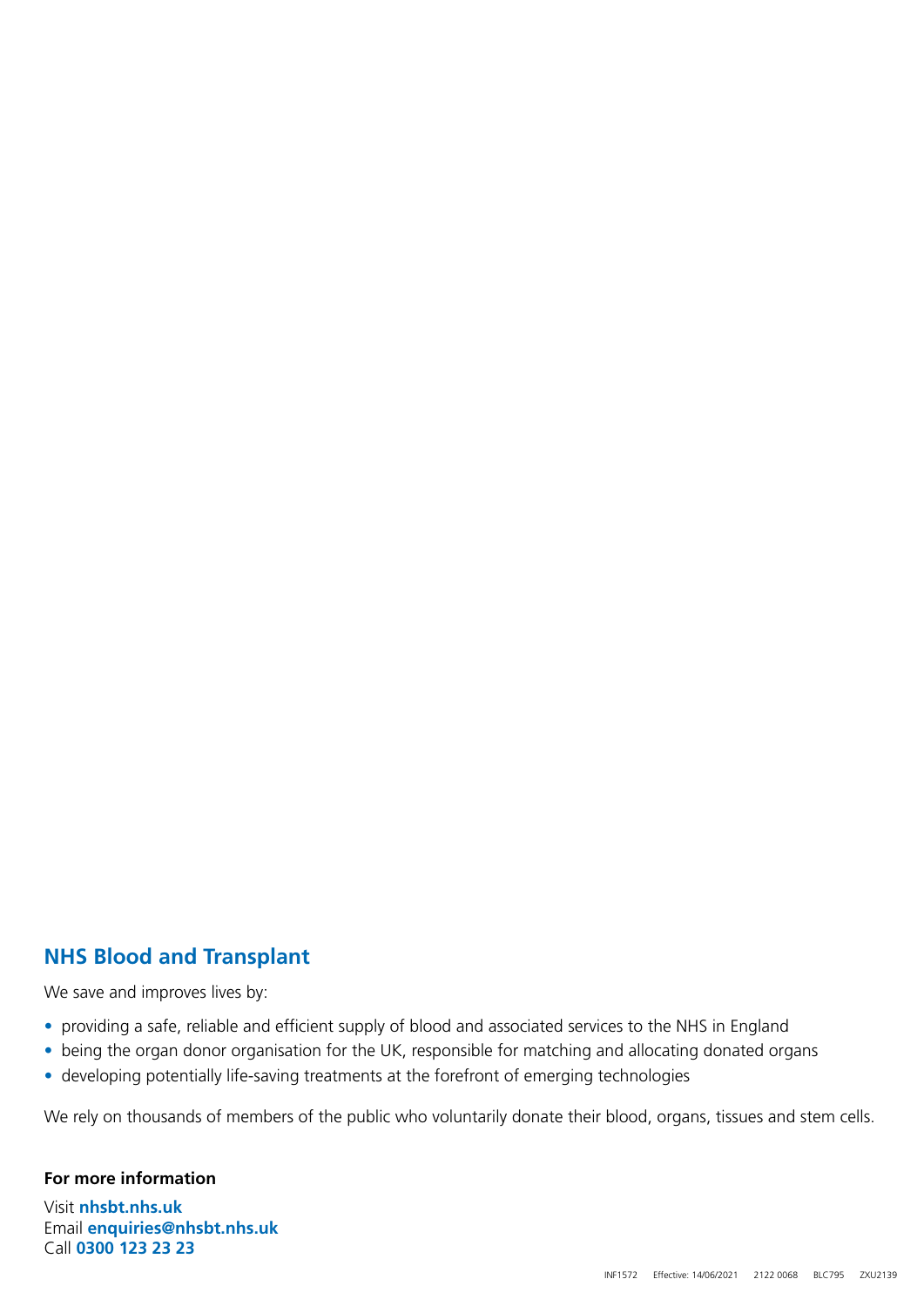## NHS Blood and Transplant

We save and improves lives by:

- providing a safe, reliable and efficient supply of blood and associated services to the NHS in England
- being the organ donor organisation for the UK, responsible for matching and allocating donated organs
- developing potentially life-saving treatments at the forefront of emerging technologies

We rely on thousands of members of the public who voluntarily donate their blood, organs, tissues and stem cells.

**For more information**

Visit **nhsbt.nhs.uk**
Email **enquiries@nhsbt.nhs.uk**
Call **0300 123 23 23**

INF1572 Effective: 14/06/2021 2122 0068 BLC795 ZXU2139